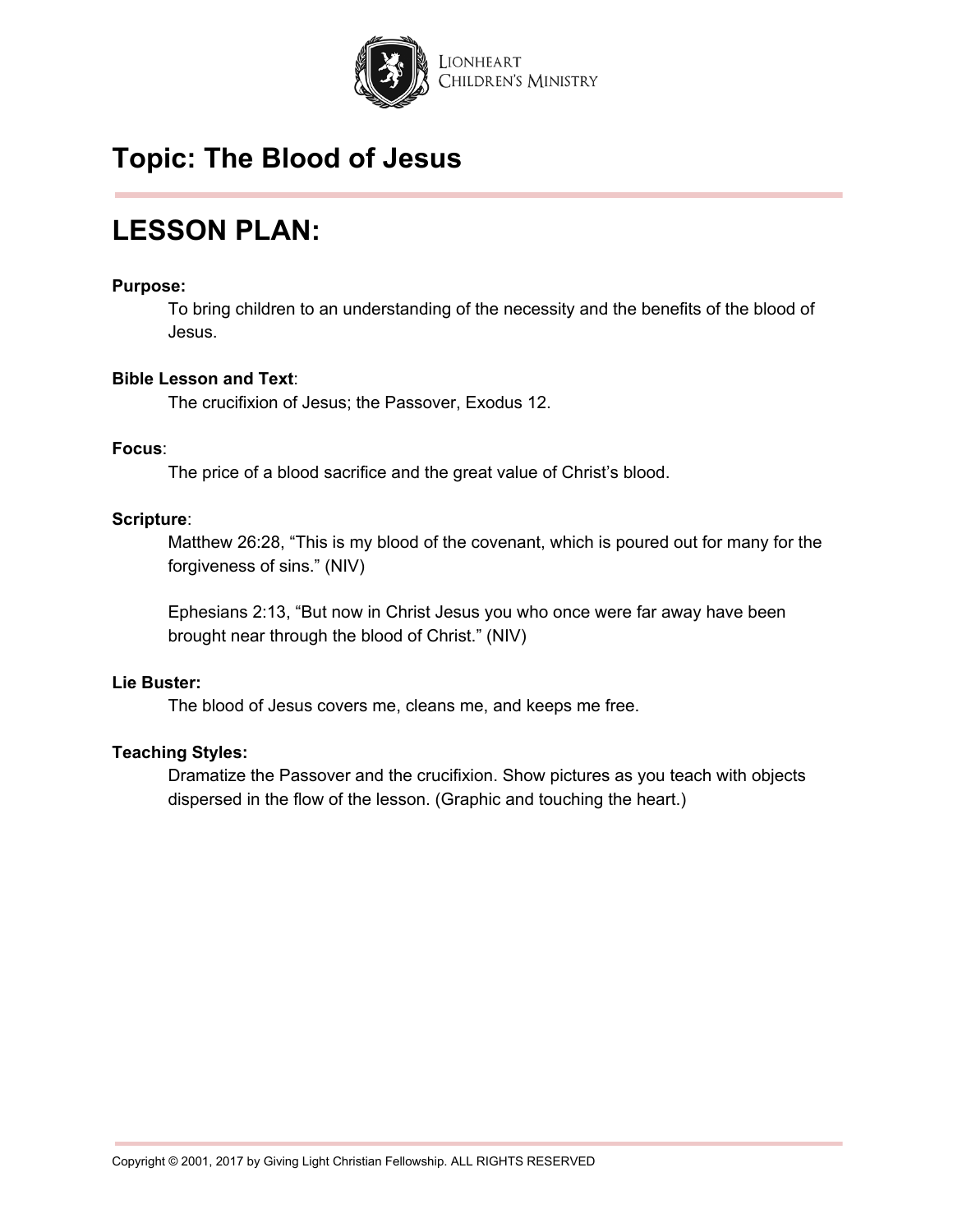Lionheart Children's Ministry

# Topic: The Blood of Jesus

# LESSON PLAN:

**Purpose:**

To bring children to an understanding of the necessity and the benefits of the blood of Jesus.

**Bible Lesson and Text**:

The crucifixion of Jesus; the Passover, Exodus 12.

**Focus**:

The price of a blood sacrifice and the great value of Christ's blood.

**Scripture**:

Matthew 26:28, "This is my blood of the covenant, which is poured out for many for the forgiveness of sins." (NIV)

Ephesians 2:13, "But now in Christ Jesus you who once were far away have been brought near through the blood of Christ." (NIV)

**Lie Buster:**

The blood of Jesus covers me, cleans me, and keeps me free.

**Teaching Styles:**

Dramatize the Passover and the crucifixion. Show pictures as you teach with objects dispersed in the flow of the lesson. (Graphic and touching the heart.)

Copyright © 2001, 2017 by Giving Light Christian Fellowship. ALL RIGHTS RESERVED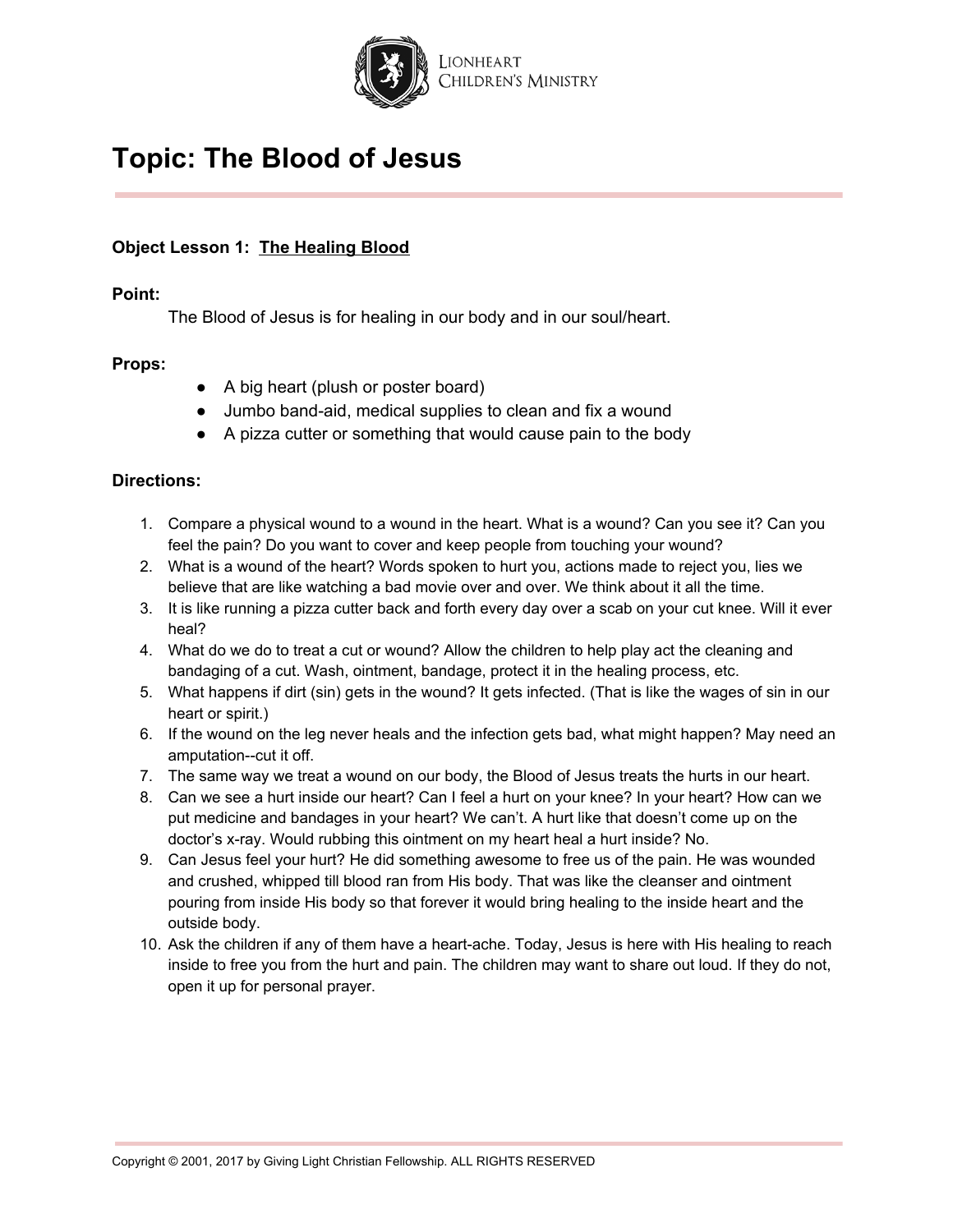# Topic: The Blood of Jesus

**Object Lesson 1: <u>The Healing Blood</u>**

**Point:**

The Blood of Jesus is for healing in our body and in our soul/heart.

**Props:**

- A big heart (plush or poster board)
- Jumbo band-aid, medical supplies to clean and fix a wound
- A pizza cutter or something that would cause pain to the body

**Directions:**

1. Compare a physical wound to a wound in the heart. What is a wound? Can you see it? Can you feel the pain? Do you want to cover and keep people from touching your wound?
2. What is a wound of the heart? Words spoken to hurt you, actions made to reject you, lies we believe that are like watching a bad movie over and over. We think about it all the time.
3. It is like running a pizza cutter back and forth every day over a scab on your cut knee. Will it ever heal?
4. What do we do to treat a cut or wound? Allow the children to help play act the cleaning and bandaging of a cut. Wash, ointment, bandage, protect it in the healing process, etc.
5. What happens if dirt (sin) gets in the wound? It gets infected. (That is like the wages of sin in our heart or spirit.)
6. If the wound on the leg never heals and the infection gets bad, what might happen? May need an amputation--cut it off.
7. The same way we treat a wound on our body, the Blood of Jesus treats the hurts in our heart.
8. Can we see a hurt inside our heart? Can I feel a hurt on your knee? In your heart? How can we put medicine and bandages in your heart? We can't. A hurt like that doesn't come up on the doctor's x-ray. Would rubbing this ointment on my heart heal a hurt inside? No.
9. Can Jesus feel your hurt? He did something awesome to free us of the pain. He was wounded and crushed, whipped till blood ran from His body. That was like the cleanser and ointment pouring from inside His body so that forever it would bring healing to the inside heart and the outside body.
10. Ask the children if any of them have a heart-ache. Today, Jesus is here with His healing to reach inside to free you from the hurt and pain. The children may want to share out loud. If they do not, open it up for personal prayer.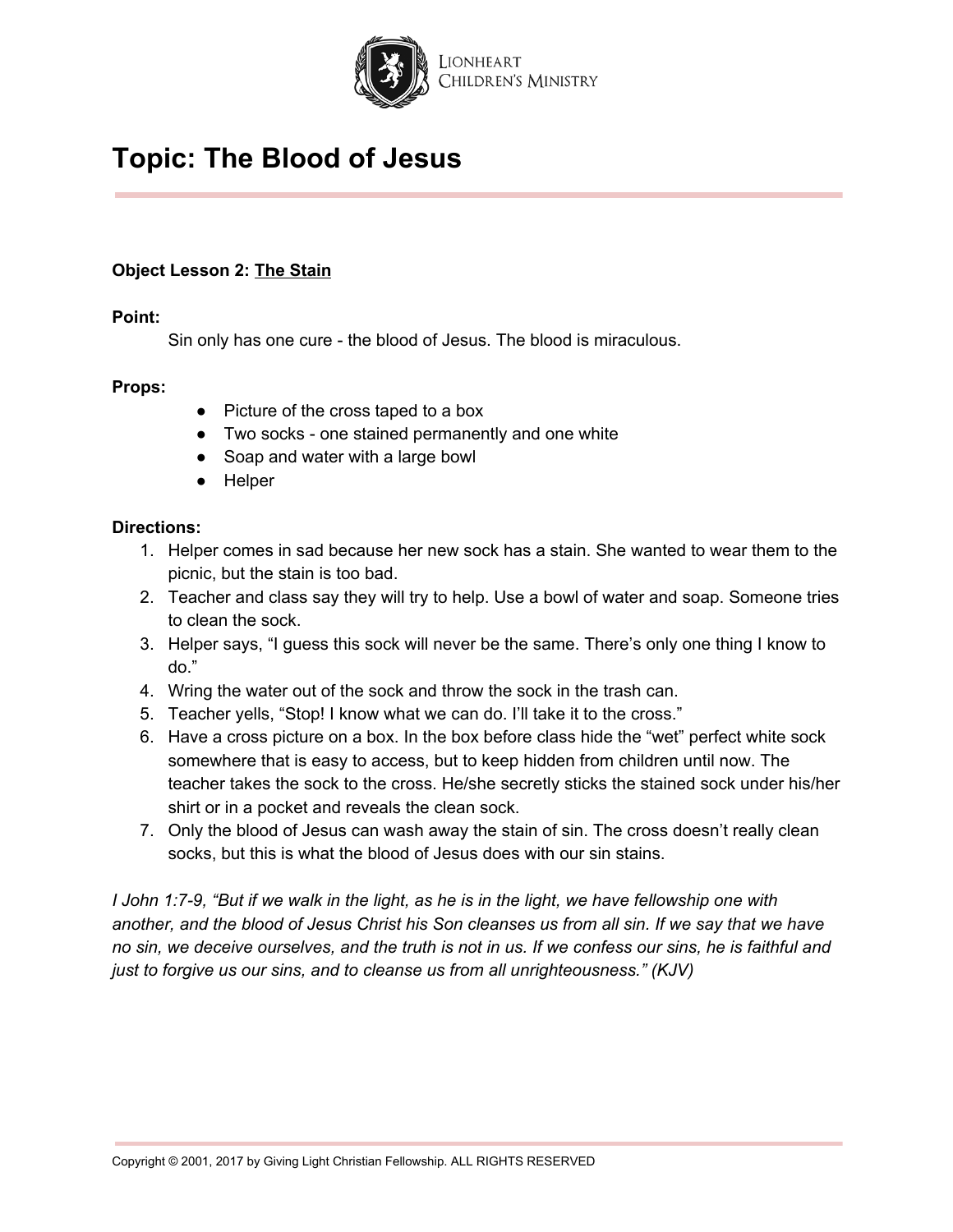# Topic: The Blood of Jesus

**Object Lesson 2: The Stain**

**Point:**

Sin only has one cure - the blood of Jesus. The blood is miraculous.

**Props:**

- Picture of the cross taped to a box
- Two socks - one stained permanently and one white
- Soap and water with a large bowl
- Helper

**Directions:**

1. Helper comes in sad because her new sock has a stain. She wanted to wear them to the picnic, but the stain is too bad.
2. Teacher and class say they will try to help. Use a bowl of water and soap. Someone tries to clean the sock.
3. Helper says, "I guess this sock will never be the same. There's only one thing I know to do."
4. Wring the water out of the sock and throw the sock in the trash can.
5. Teacher yells, "Stop! I know what we can do. I'll take it to the cross."
6. Have a cross picture on a box. In the box before class hide the "wet" perfect white sock somewhere that is easy to access, but to keep hidden from children until now. The teacher takes the sock to the cross. He/she secretly sticks the stained sock under his/her shirt or in a pocket and reveals the clean sock.
7. Only the blood of Jesus can wash away the stain of sin. The cross doesn't really clean socks, but this is what the blood of Jesus does with our sin stains.

*I John 1:7-9, "But if we walk in the light, as he is in the light, we have fellowship one with another, and the blood of Jesus Christ his Son cleanses us from all sin. If we say that we have no sin, we deceive ourselves, and the truth is not in us. If we confess our sins, he is faithful and just to forgive us our sins, and to cleanse us from all unrighteousness." (KJV)*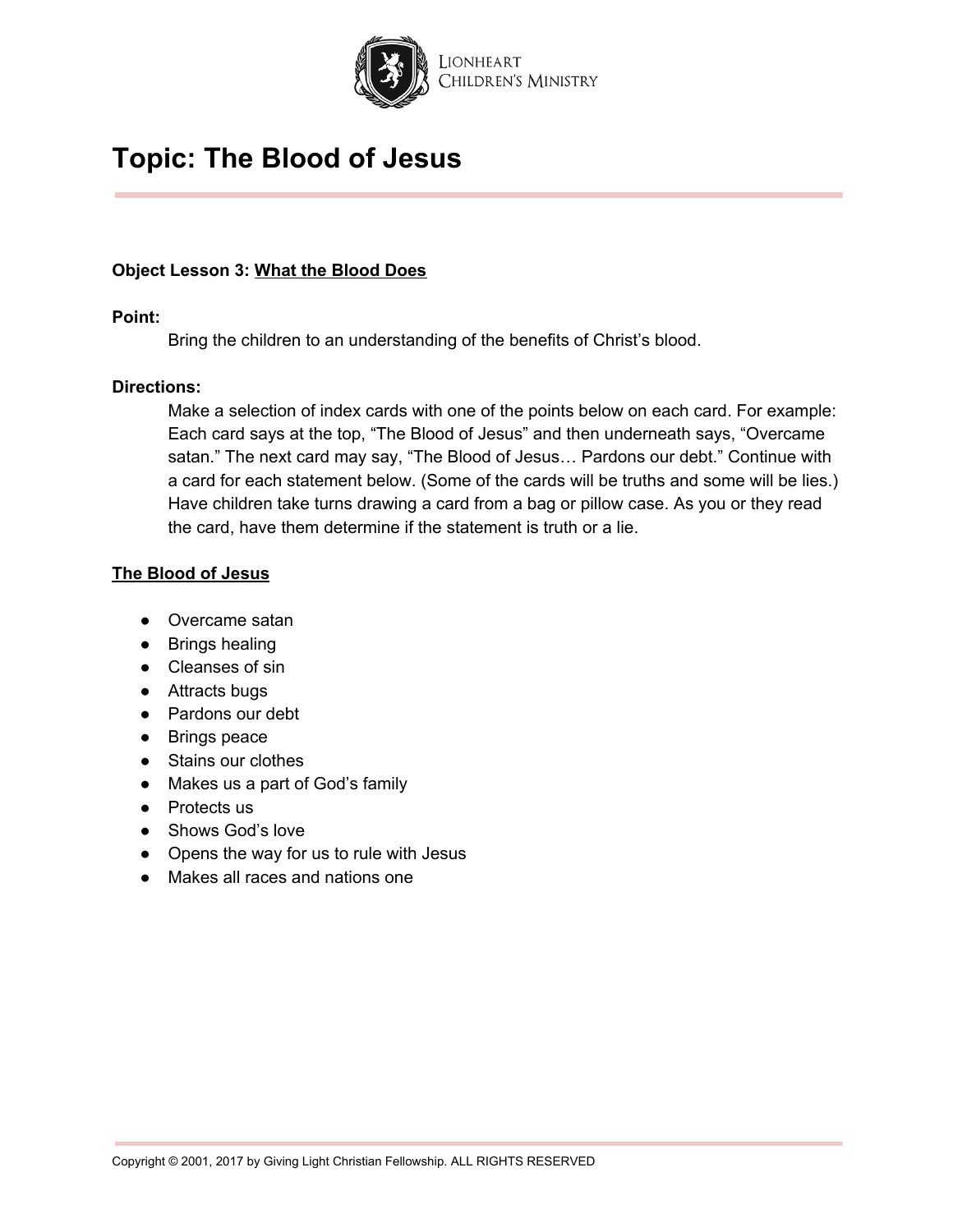# Topic: The Blood of Jesus

**Object Lesson 3:** <u>**What the Blood Does**</u>

**Point:**

Bring the children to an understanding of the benefits of Christ's blood.

**Directions:**

Make a selection of index cards with one of the points below on each card. For example: Each card says at the top, "The Blood of Jesus" and then underneath says, "Overcame satan." The next card may say, "The Blood of Jesus… Pardons our debt." Continue with a card for each statement below. (Some of the cards will be truths and some will be lies.) Have children take turns drawing a card from a bag or pillow case. As you or they read the card, have them determine if the statement is truth or a lie.

<u>**The Blood of Jesus**</u>

- Overcame satan
- Brings healing
- Cleanses of sin
- Attracts bugs
- Pardons our debt
- Brings peace
- Stains our clothes
- Makes us a part of God's family
- Protects us
- Shows God's love
- Opens the way for us to rule with Jesus
- Makes all races and nations one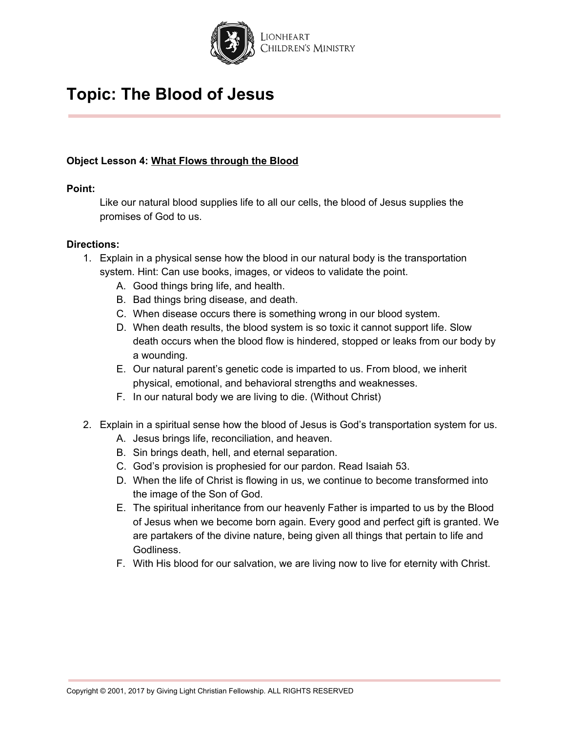# Topic: The Blood of Jesus

**Object Lesson 4:** **What Flows through the Blood**

**Point:**

Like our natural blood supplies life to all our cells, the blood of Jesus supplies the promises of God to us.

**Directions:**

1. Explain in a physical sense how the blood in our natural body is the transportation system. Hint: Can use books, images, or videos to validate the point.
   A. Good things bring life, and health.
   B. Bad things bring disease, and death.
   C. When disease occurs there is something wrong in our blood system.
   D. When death results, the blood system is so toxic it cannot support life. Slow death occurs when the blood flow is hindered, stopped or leaks from our body by a wounding.
   E. Our natural parent's genetic code is imparted to us. From blood, we inherit physical, emotional, and behavioral strengths and weaknesses.
   F. In our natural body we are living to die. (Without Christ)

2. Explain in a spiritual sense how the blood of Jesus is God's transportation system for us.
   A. Jesus brings life, reconciliation, and heaven.
   B. Sin brings death, hell, and eternal separation.
   C. God's provision is prophesied for our pardon. Read Isaiah 53.
   D. When the life of Christ is flowing in us, we continue to become transformed into the image of the Son of God.
   E. The spiritual inheritance from our heavenly Father is imparted to us by the Blood of Jesus when we become born again. Every good and perfect gift is granted. We are partakers of the divine nature, being given all things that pertain to life and Godliness.
   F. With His blood for our salvation, we are living now to live for eternity with Christ.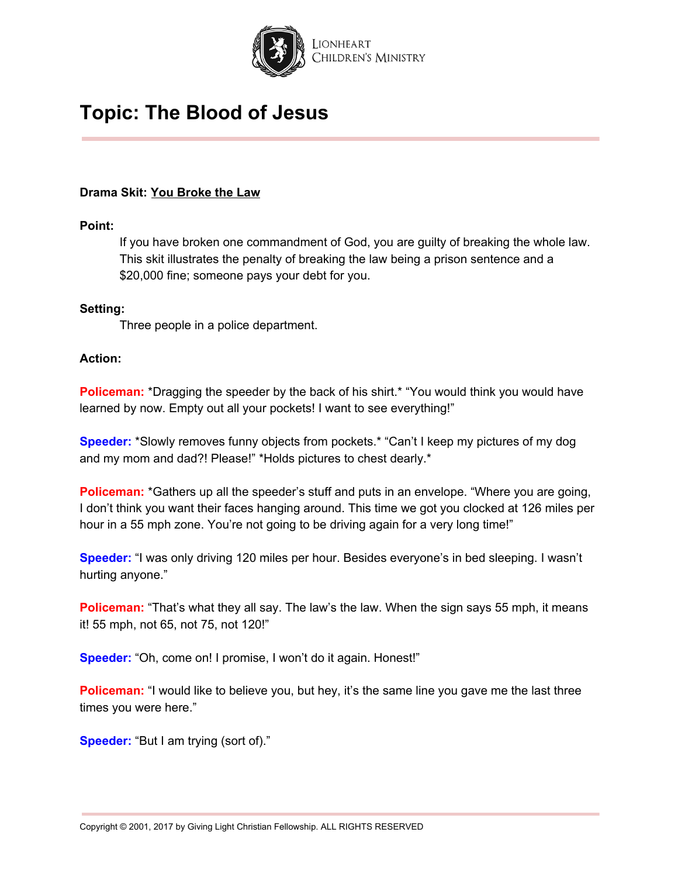# Topic: The Blood of Jesus

**Drama Skit: <u>You Broke the Law</u>**

**Point:**

If you have broken one commandment of God, you are guilty of breaking the whole law. This skit illustrates the penalty of breaking the law being a prison sentence and a $20,000 fine; someone pays your debt for you.

**Setting:**

Three people in a police department.

**Action:**

**Policeman:** *Dragging the speeder by the back of his shirt.* "You would think you would have learned by now. Empty out all your pockets! I want to see everything!"

**Speeder:** *Slowly removes funny objects from pockets.* "Can't I keep my pictures of my dog and my mom and dad?! Please!" *Holds pictures to chest dearly.*

**Policeman:** *Gathers up all the speeder's stuff and puts in an envelope. "Where you are going, I don't think you want their faces hanging around. This time we got you clocked at 126 miles per hour in a 55 mph zone. You're not going to be driving again for a very long time!"

**Speeder:** "I was only driving 120 miles per hour. Besides everyone's in bed sleeping. I wasn't hurting anyone."

**Policeman:** "That's what they all say. The law's the law. When the sign says 55 mph, it means it! 55 mph, not 65, not 75, not 120!"

**Speeder:** "Oh, come on! I promise, I won't do it again. Honest!"

**Policeman:** "I would like to believe you, but hey, it's the same line you gave me the last three times you were here."

**Speeder:** "But I am trying (sort of)."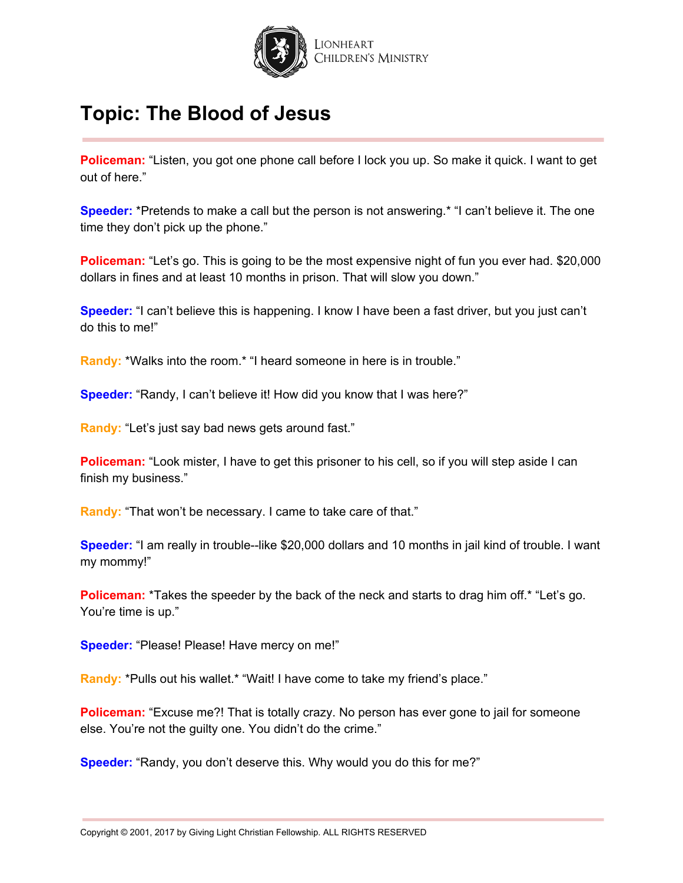# Topic: The Blood of Jesus

**Policeman:** "Listen, you got one phone call before I lock you up. So make it quick. I want to get out of here."

**Speeder:** *Pretends to make a call but the person is not answering.* "I can't believe it. The one time they don't pick up the phone."

**Policeman:** "Let's go. This is going to be the most expensive night of fun you ever had. $20,000 dollars in fines and at least 10 months in prison. That will slow you down."

**Speeder:** "I can't believe this is happening. I know I have been a fast driver, but you just can't do this to me!"

**Randy:** *Walks into the room.* "I heard someone in here is in trouble."

**Speeder:** "Randy, I can't believe it! How did you know that I was here?"

**Randy:** "Let's just say bad news gets around fast."

**Policeman:** "Look mister, I have to get this prisoner to his cell, so if you will step aside I can finish my business."

**Randy:** "That won't be necessary. I came to take care of that."

**Speeder:** "I am really in trouble--like $20,000 dollars and 10 months in jail kind of trouble. I want my mommy!"

**Policeman:** *Takes the speeder by the back of the neck and starts to drag him off.* "Let's go. You're time is up."

**Speeder:** "Please! Please! Have mercy on me!"

**Randy:** *Pulls out his wallet.* "Wait! I have come to take my friend's place."

**Policeman:** "Excuse me?! That is totally crazy. No person has ever gone to jail for someone else. You're not the guilty one. You didn't do the crime."

**Speeder:** "Randy, you don't deserve this. Why would you do this for me?"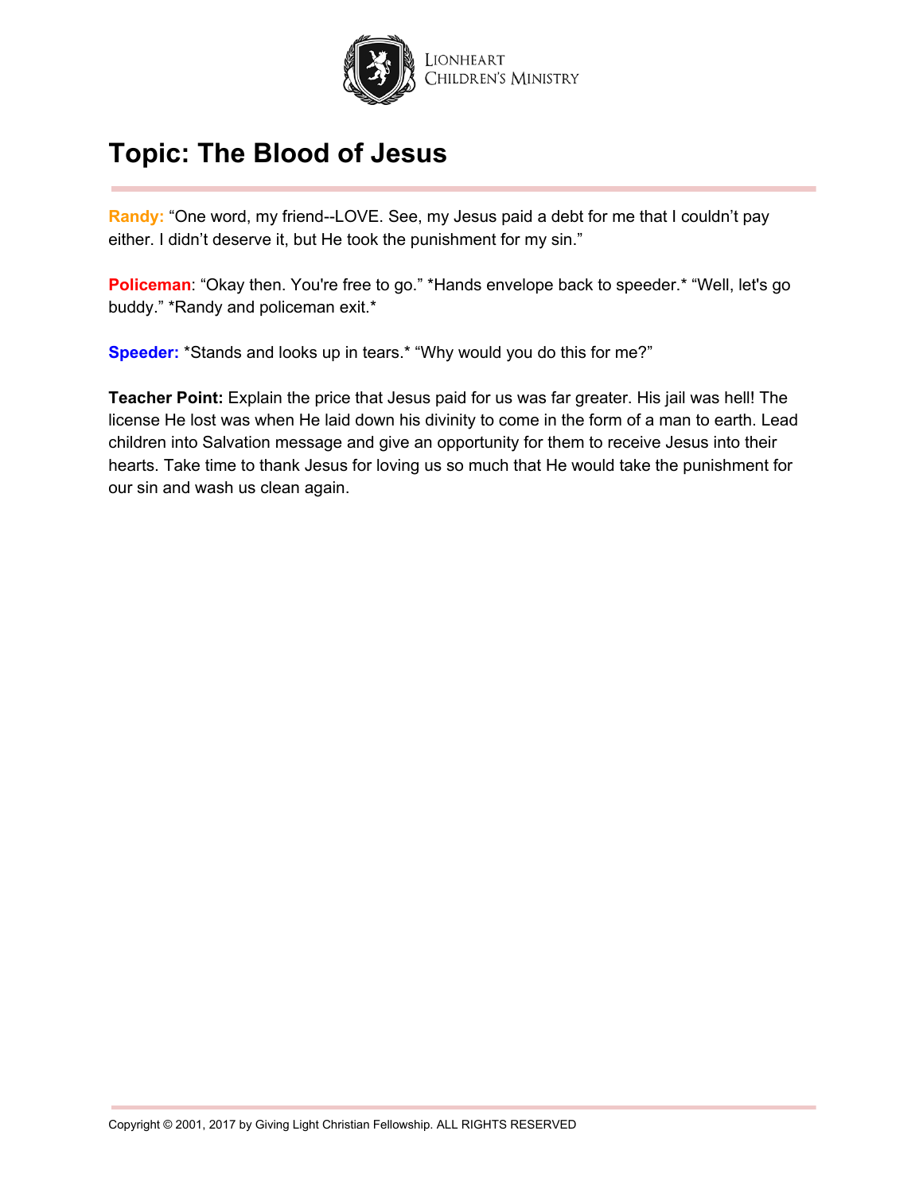# Topic: The Blood of Jesus

**Randy:** "One word, my friend--LOVE. See, my Jesus paid a debt for me that I couldn't pay either. I didn't deserve it, but He took the punishment for my sin."

**Policeman**: "Okay then. You're free to go." *Hands envelope back to speeder.* "Well, let's go buddy." *Randy and policeman exit.*

**Speeder:** *Stands and looks up in tears.* "Why would you do this for me?"

**Teacher Point:** Explain the price that Jesus paid for us was far greater. His jail was hell! The license He lost was when He laid down his divinity to come in the form of a man to earth. Lead children into Salvation message and give an opportunity for them to receive Jesus into their hearts. Take time to thank Jesus for loving us so much that He would take the punishment for our sin and wash us clean again.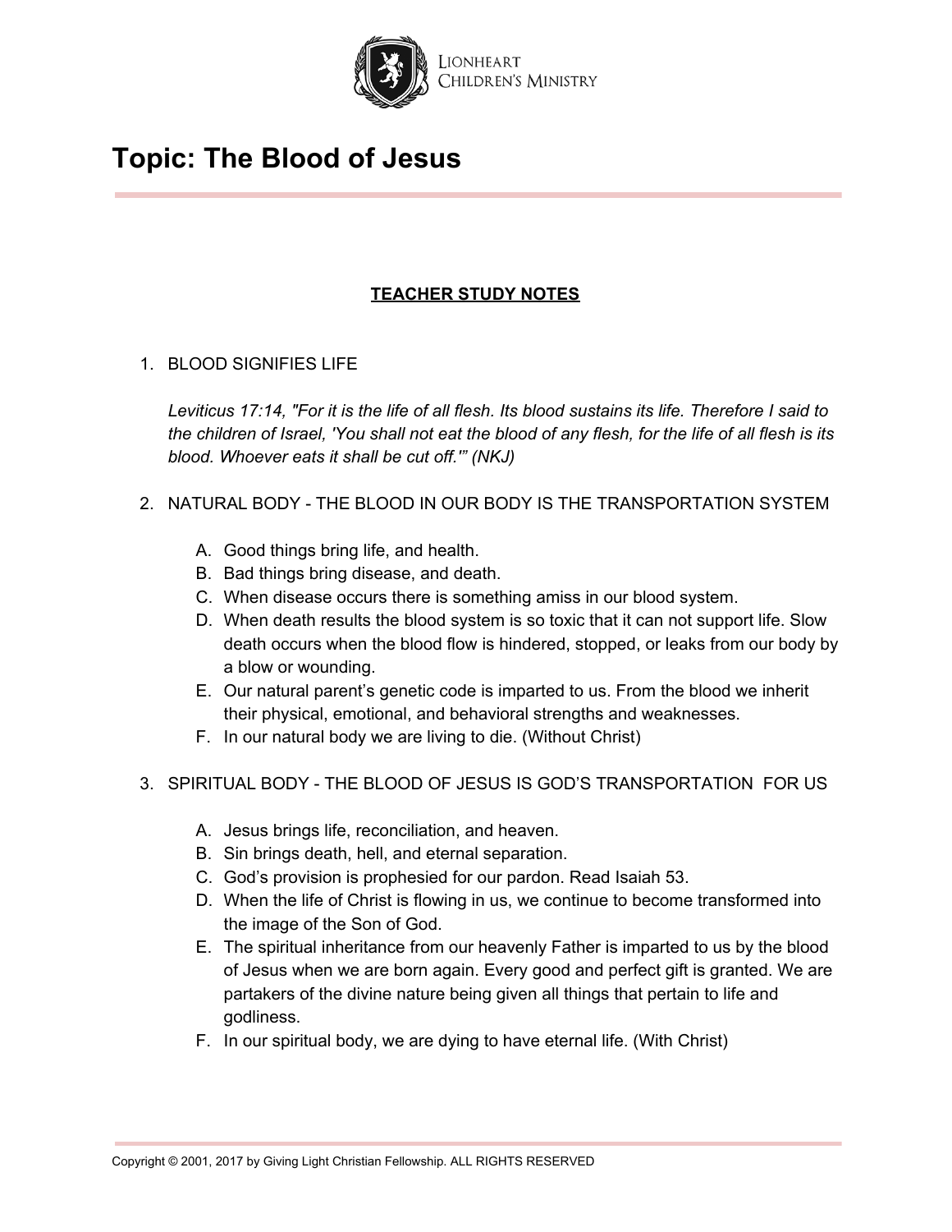# Topic: The Blood of Jesus

**TEACHER STUDY NOTES**

1. BLOOD SIGNIFIES LIFE

   *Leviticus 17:14, "For it is the life of all flesh. Its blood sustains its life. Therefore I said to the children of Israel, 'You shall not eat the blood of any flesh, for the life of all flesh is its blood. Whoever eats it shall be cut off.'" (NKJ)*

2. NATURAL BODY - THE BLOOD IN OUR BODY IS THE TRANSPORTATION SYSTEM

   A. Good things bring life, and health.
   B. Bad things bring disease, and death.
   C. When disease occurs there is something amiss in our blood system.
   D. When death results the blood system is so toxic that it can not support life. Slow death occurs when the blood flow is hindered, stopped, or leaks from our body by a blow or wounding.
   E. Our natural parent's genetic code is imparted to us. From the blood we inherit their physical, emotional, and behavioral strengths and weaknesses.
   F. In our natural body we are living to die. (Without Christ)

3. SPIRITUAL BODY - THE BLOOD OF JESUS IS GOD'S TRANSPORTATION FOR US

   A. Jesus brings life, reconciliation, and heaven.
   B. Sin brings death, hell, and eternal separation.
   C. God's provision is prophesied for our pardon. Read Isaiah 53.
   D. When the life of Christ is flowing in us, we continue to become transformed into the image of the Son of God.
   E. The spiritual inheritance from our heavenly Father is imparted to us by the blood of Jesus when we are born again. Every good and perfect gift is granted. We are partakers of the divine nature being given all things that pertain to life and godliness.
   F. In our spiritual body, we are dying to have eternal life. (With Christ)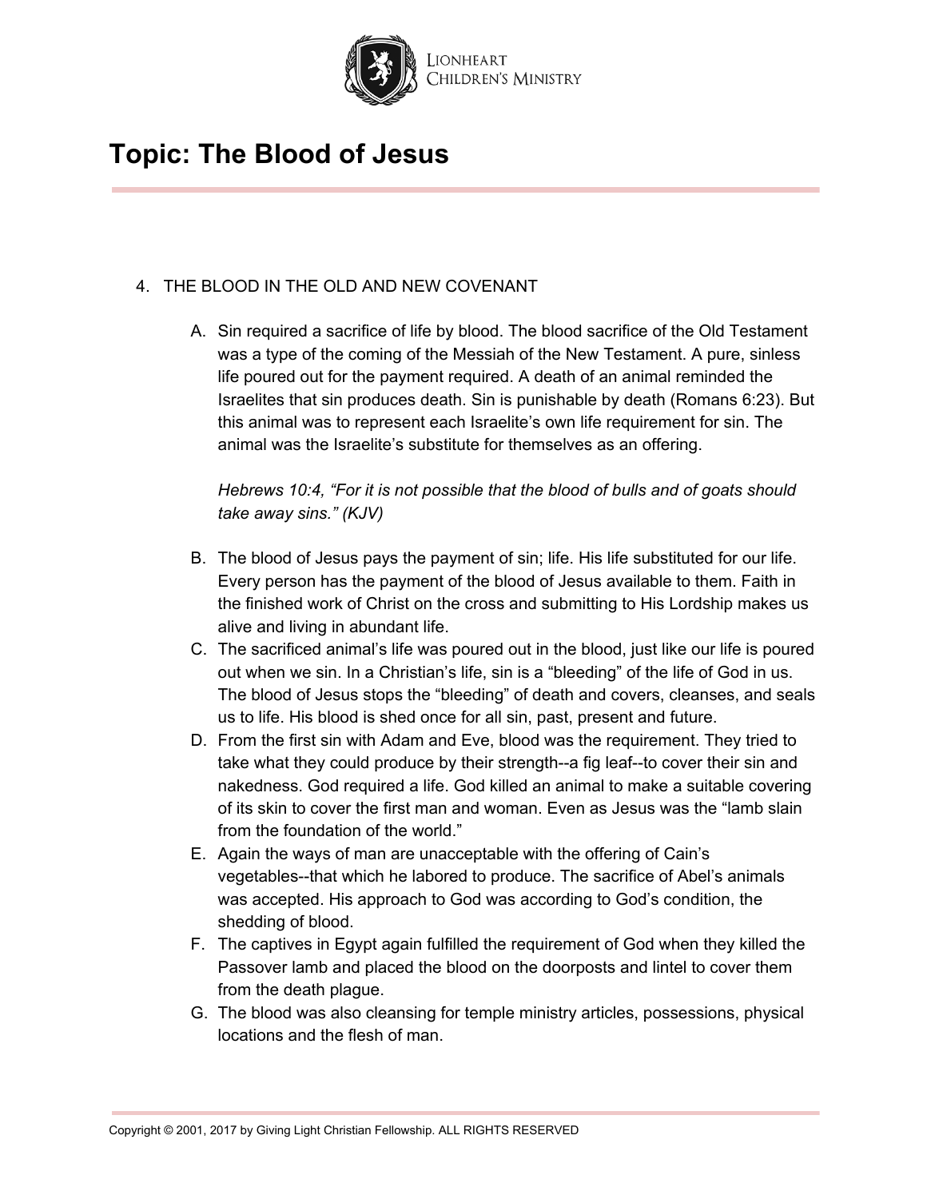# Topic: The Blood of Jesus

4. THE BLOOD IN THE OLD AND NEW COVENANT

   A. Sin required a sacrifice of life by blood. The blood sacrifice of the Old Testament was a type of the coming of the Messiah of the New Testament. A pure, sinless life poured out for the payment required. A death of an animal reminded the Israelites that sin produces death. Sin is punishable by death (Romans 6:23). But this animal was to represent each Israelite's own life requirement for sin. The animal was the Israelite's substitute for themselves as an offering.

      *Hebrews 10:4, "For it is not possible that the blood of bulls and of goats should take away sins." (KJV)*

   B. The blood of Jesus pays the payment of sin; life. His life substituted for our life. Every person has the payment of the blood of Jesus available to them. Faith in the finished work of Christ on the cross and submitting to His Lordship makes us alive and living in abundant life.
   C. The sacrificed animal's life was poured out in the blood, just like our life is poured out when we sin. In a Christian's life, sin is a "bleeding" of the life of God in us. The blood of Jesus stops the "bleeding" of death and covers, cleanses, and seals us to life. His blood is shed once for all sin, past, present and future.
   D. From the first sin with Adam and Eve, blood was the requirement. They tried to take what they could produce by their strength--a fig leaf--to cover their sin and nakedness. God required a life. God killed an animal to make a suitable covering of its skin to cover the first man and woman. Even as Jesus was the "lamb slain from the foundation of the world."
   E. Again the ways of man are unacceptable with the offering of Cain's vegetables--that which he labored to produce. The sacrifice of Abel's animals was accepted. His approach to God was according to God's condition, the shedding of blood.
   F. The captives in Egypt again fulfilled the requirement of God when they killed the Passover lamb and placed the blood on the doorposts and lintel to cover them from the death plague.
   G. The blood was also cleansing for temple ministry articles, possessions, physical locations and the flesh of man.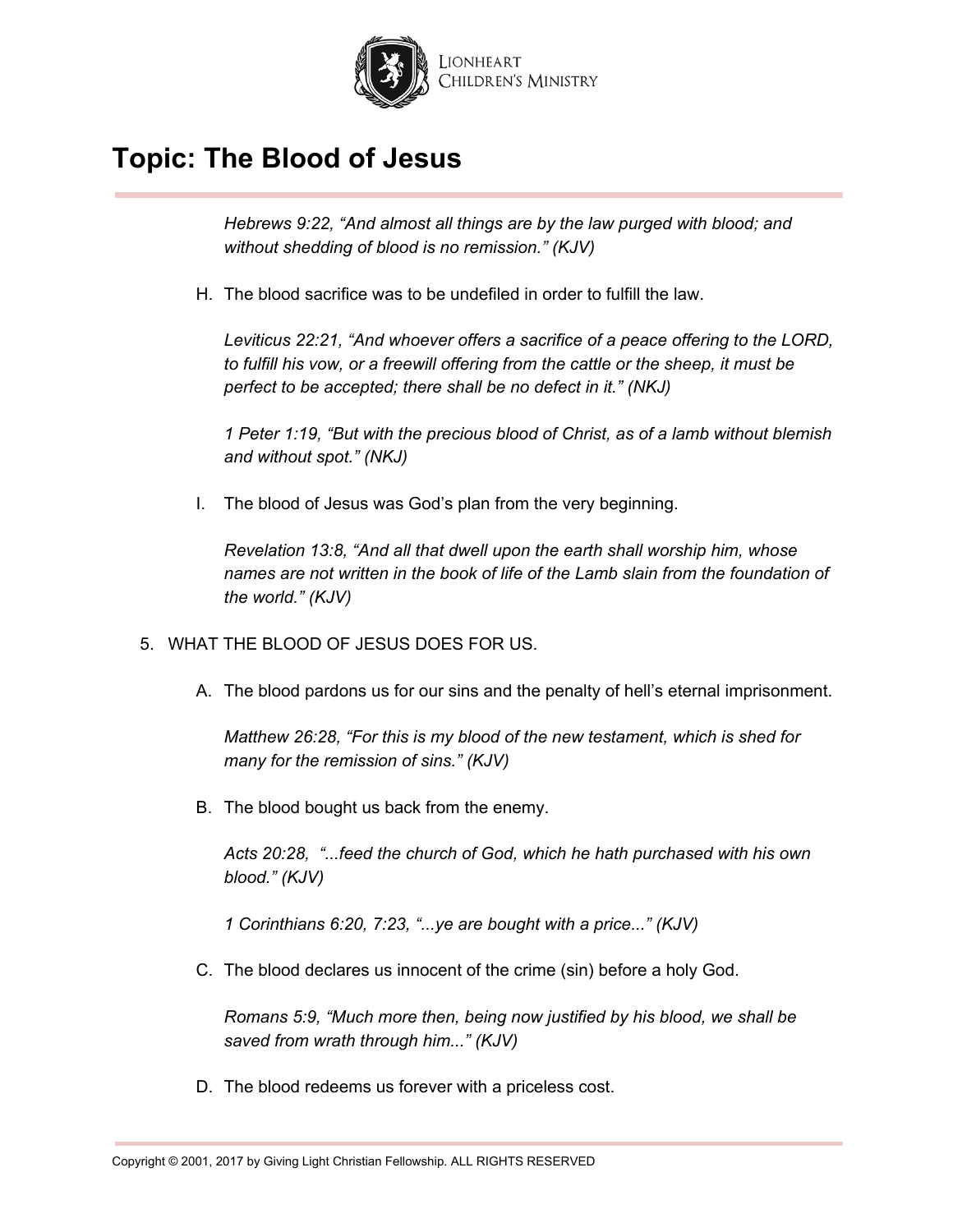*Hebrews 9:22, "And almost all things are by the law purged with blood; and without shedding of blood is no remission." (KJV)*

H. The blood sacrifice was to be undefiled in order to fulfill the law.

*Leviticus 22:21, "And whoever offers a sacrifice of a peace offering to the LORD, to fulfill his vow, or a freewill offering from the cattle or the sheep, it must be perfect to be accepted; there shall be no defect in it." (NKJ)*

*1 Peter 1:19, "But with the precious blood of Christ, as of a lamb without blemish and without spot." (NKJ)*

I. The blood of Jesus was God's plan from the very beginning.

*Revelation 13:8, "And all that dwell upon the earth shall worship him, whose names are not written in the book of life of the Lamb slain from the foundation of the world." (KJV)*

5. WHAT THE BLOOD OF JESUS DOES FOR US.

A. The blood pardons us for our sins and the penalty of hell's eternal imprisonment.

*Matthew 26:28, "For this is my blood of the new testament, which is shed for many for the remission of sins." (KJV)*

B. The blood bought us back from the enemy.

*Acts 20:28, "...feed the church of God, which he hath purchased with his own blood." (KJV)*

*1 Corinthians 6:20, 7:23, "...ye are bought with a price..." (KJV)*

C. The blood declares us innocent of the crime (sin) before a holy God.

*Romans 5:9, "Much more then, being now justified by his blood, we shall be saved from wrath through him..." (KJV)*

D. The blood redeems us forever with a priceless cost.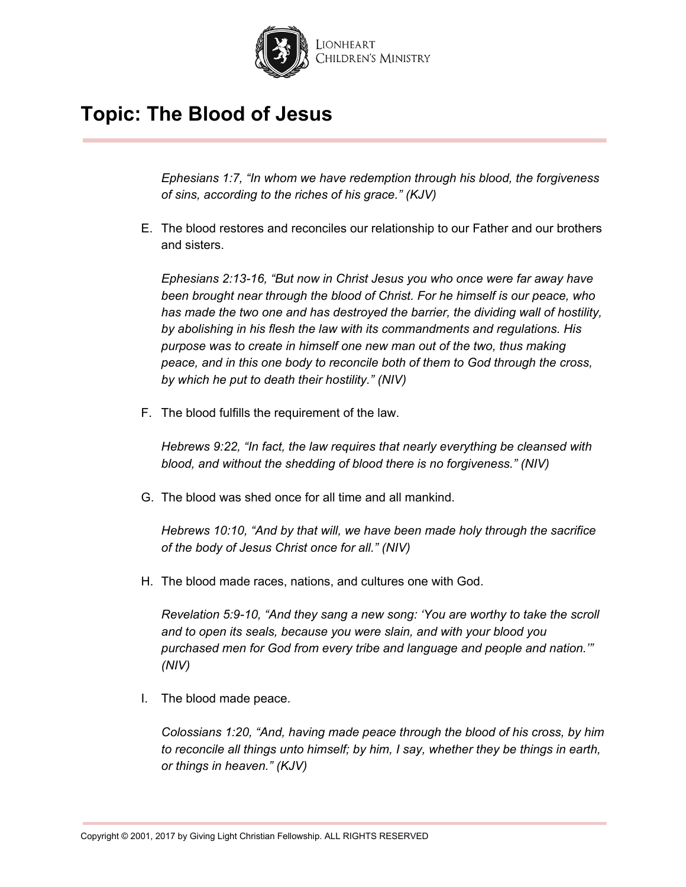*Ephesians 1:7, “In whom we have redemption through his blood, the forgiveness of sins, according to the riches of his grace.” (KJV)*

E. The blood restores and reconciles our relationship to our Father and our brothers and sisters.

   *Ephesians 2:13-16, “But now in Christ Jesus you who once were far away have been brought near through the blood of Christ. For he himself is our peace, who has made the two one and has destroyed the barrier, the dividing wall of hostility, by abolishing in his flesh the law with its commandments and regulations. His purpose was to create in himself one new man out of the two, thus making peace, and in this one body to reconcile both of them to God through the cross, by which he put to death their hostility.” (NIV)*

F. The blood fulfills the requirement of the law.

   *Hebrews 9:22, “In fact, the law requires that nearly everything be cleansed with blood, and without the shedding of blood there is no forgiveness.” (NIV)*

G. The blood was shed once for all time and all mankind.

   *Hebrews 10:10, “And by that will, we have been made holy through the sacrifice of the body of Jesus Christ once for all.” (NIV)*

H. The blood made races, nations, and cultures one with God.

   *Revelation 5:9-10, “And they sang a new song: ‘You are worthy to take the scroll and to open its seals, because you were slain, and with your blood you purchased men for God from every tribe and language and people and nation.’” (NIV)*

I. The blood made peace.

   *Colossians 1:20, “And, having made peace through the blood of his cross, by him to reconcile all things unto himself; by him, I say, whether they be things in earth, or things in heaven.” (KJV)*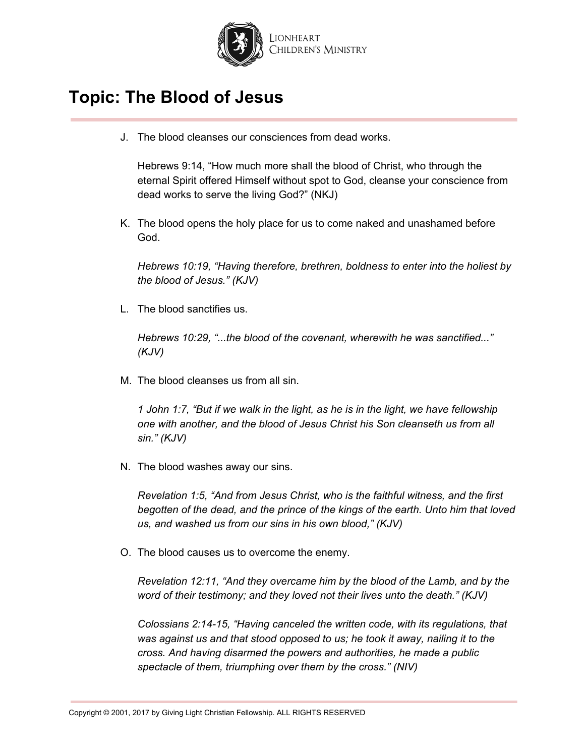# Topic: The Blood of Jesus

J. The blood cleanses our consciences from dead works.

   Hebrews 9:14, "How much more shall the blood of Christ, who through the eternal Spirit offered Himself without spot to God, cleanse your conscience from dead works to serve the living God?" (NKJ)

K. The blood opens the holy place for us to come naked and unashamed before God.

   *Hebrews 10:19, "Having therefore, brethren, boldness to enter into the holiest by the blood of Jesus." (KJV)*

L. The blood sanctifies us.

   *Hebrews 10:29, "...the blood of the covenant, wherewith he was sanctified..." (KJV)*

M. The blood cleanses us from all sin.

   *1 John 1:7, "But if we walk in the light, as he is in the light, we have fellowship one with another, and the blood of Jesus Christ his Son cleanseth us from all sin." (KJV)*

N. The blood washes away our sins.

   *Revelation 1:5, "And from Jesus Christ, who is the faithful witness, and the first begotten of the dead, and the prince of the kings of the earth. Unto him that loved us, and washed us from our sins in his own blood," (KJV)*

O. The blood causes us to overcome the enemy.

   *Revelation 12:11, "And they overcame him by the blood of the Lamb, and by the word of their testimony; and they loved not their lives unto the death." (KJV)*

   *Colossians 2:14-15, "Having canceled the written code, with its regulations, that was against us and that stood opposed to us; he took it away, nailing it to the cross. And having disarmed the powers and authorities, he made a public spectacle of them, triumphing over them by the cross." (NIV)*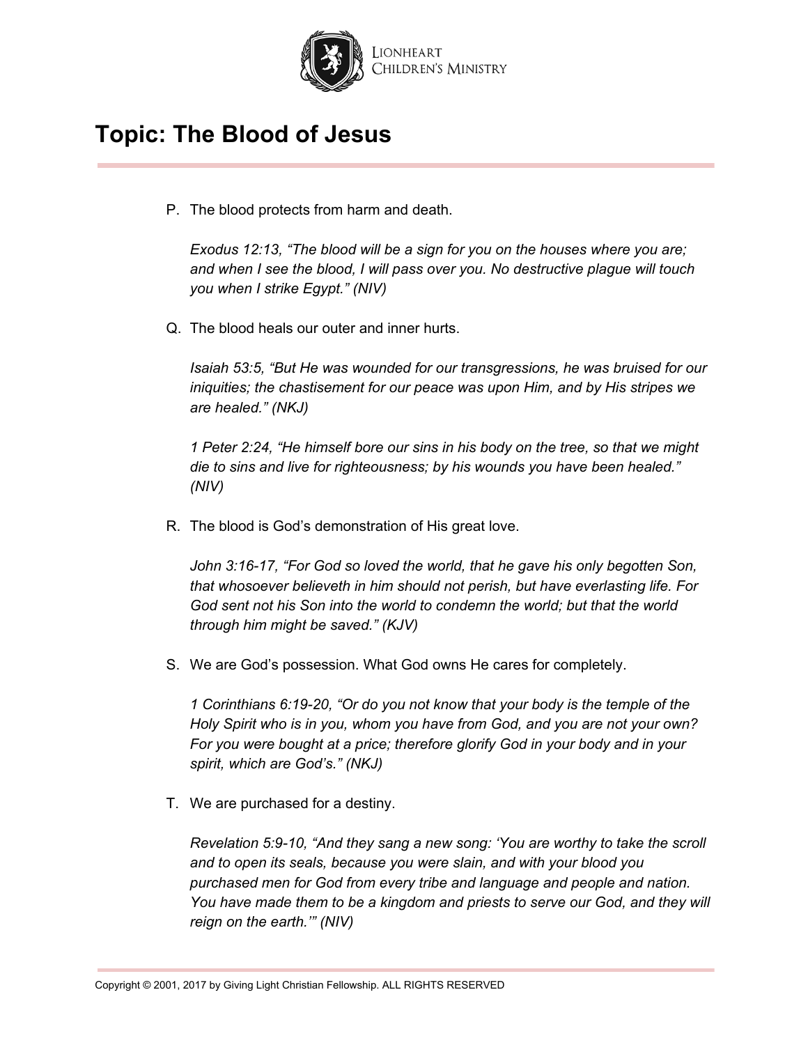# Topic: The Blood of Jesus

P. The blood protects from harm and death.

   *Exodus 12:13, "The blood will be a sign for you on the houses where you are; and when I see the blood, I will pass over you. No destructive plague will touch you when I strike Egypt." (NIV)*

Q. The blood heals our outer and inner hurts.

   *Isaiah 53:5, "But He was wounded for our transgressions, he was bruised for our iniquities; the chastisement for our peace was upon Him, and by His stripes we are healed." (NKJ)*

   *1 Peter 2:24, "He himself bore our sins in his body on the tree, so that we might die to sins and live for righteousness; by his wounds you have been healed." (NIV)*

R. The blood is God's demonstration of His great love.

   *John 3:16-17, "For God so loved the world, that he gave his only begotten Son, that whosoever believeth in him should not perish, but have everlasting life. For God sent not his Son into the world to condemn the world; but that the world through him might be saved." (KJV)*

S. We are God's possession. What God owns He cares for completely.

   *1 Corinthians 6:19-20, "Or do you not know that your body is the temple of the Holy Spirit who is in you, whom you have from God, and you are not your own? For you were bought at a price; therefore glorify God in your body and in your spirit, which are God's." (NKJ)*

T. We are purchased for a destiny.

   *Revelation 5:9-10, "And they sang a new song: 'You are worthy to take the scroll and to open its seals, because you were slain, and with your blood you purchased men for God from every tribe and language and people and nation. You have made them to be a kingdom and priests to serve our God, and they will reign on the earth.'" (NIV)*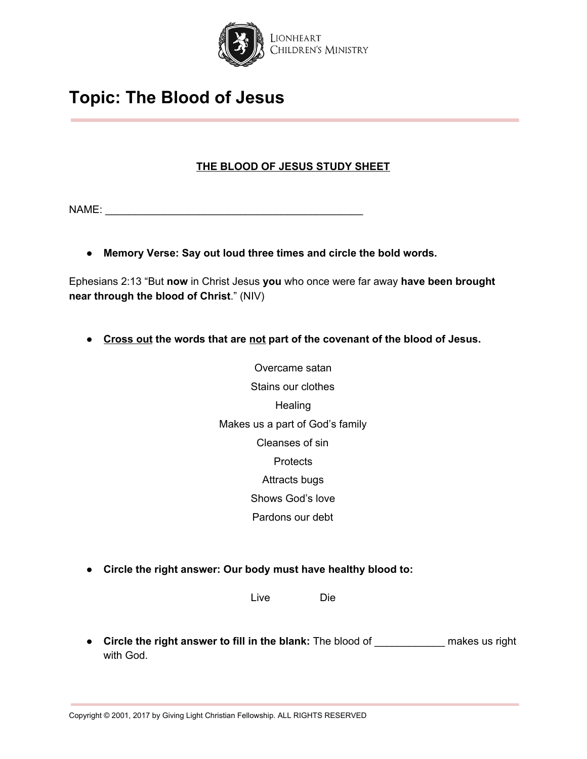# Topic: The Blood of Jesus

**<u>THE BLOOD OF JESUS STUDY SHEET</u>**

NAME: ____________________________________________

- **Memory Verse: Say out loud three times and circle the bold words.**

Ephesians 2:13 "But **now** in Christ Jesus **you** who once were far away **have been brought near through the blood of Christ**." (NIV)

- **<u>Cross out</u> the words that are <u>not</u> part of the covenant of the blood of Jesus.**

Overcame satan

Stains our clothes

Healing

Makes us a part of God's family

Cleanses of sin

Protects

Attracts bugs

Shows God's love

Pardons our debt

- **Circle the right answer: Our body must have healthy blood to:**

Live Die

- **Circle the right answer to fill in the blank:** The blood of ____________ makes us right with God.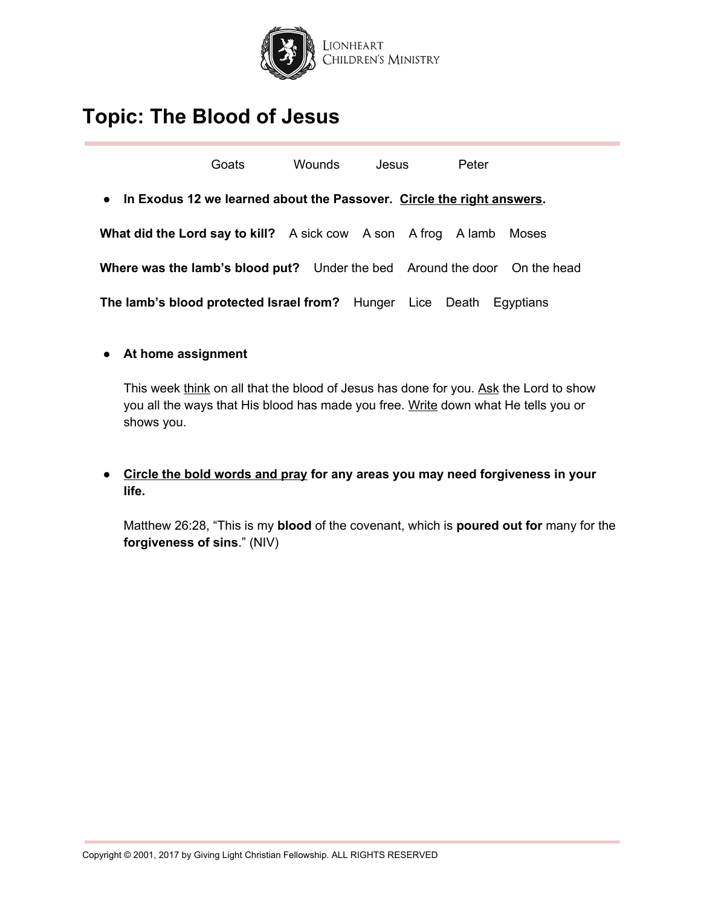LIONHEART CHILDREN'S MINISTRY

# Topic: The Blood of Jesus

Goats Wounds Jesus Peter

- **In Exodus 12 we learned about the Passover. <u>Circle the right answers</u>.**

**What did the Lord say to kill?** A sick cow A son A frog A lamb Moses

**Where was the lamb's blood put?** Under the bed Around the door On the head

**The lamb's blood protected Israel from?** Hunger Lice Death Egyptians

- **At home assignment**

  This week <u>think</u> on all that the blood of Jesus has done for you. <u>Ask</u> the Lord to show you all the ways that His blood has made you free. <u>Write</u> down what He tells you or shows you.

- **<u>Circle the bold words and pray</u> for any areas you may need forgiveness in your life.**

  Matthew 26:28, "This is my **blood** of the covenant, which is **poured out for** many for the **forgiveness of sins**." (NIV)

Copyright © 2001, 2017 by Giving Light Christian Fellowship. ALL RIGHTS RESERVED